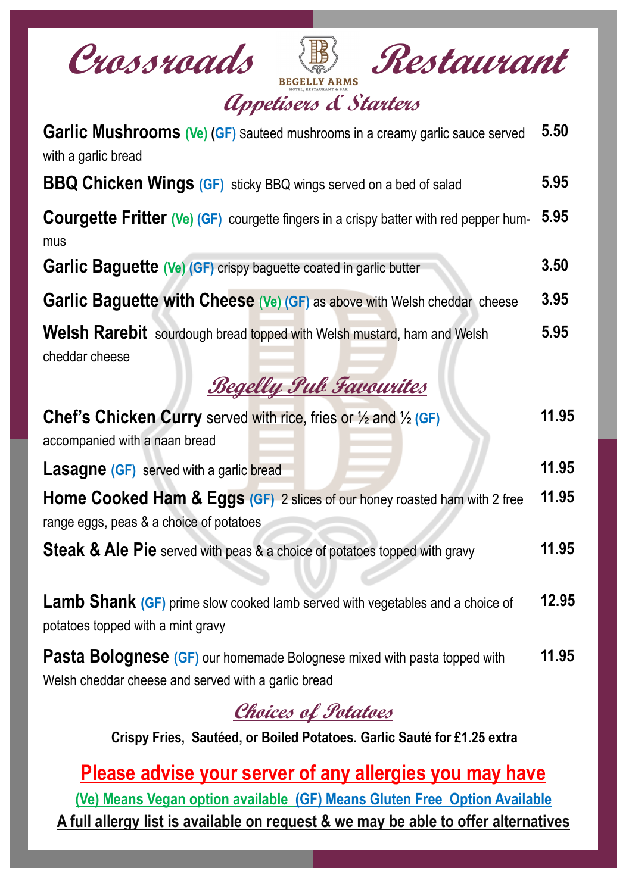# Crossroads Restaurant

BEGELLY ARMS
HOTEL, RESTAURANT & BAR

## Appetisers & Starters

**Garlic Mushrooms** (Ve) (GF) Sauteed mushrooms in a creamy garlic sauce served with a garlic bread — **5.50**

**BBQ Chicken Wings** (GF) sticky BBQ wings served on a bed of salad — **5.95**

**Courgette Fritter** (Ve) (GF) courgette fingers in a crispy batter with red pepper hummus — **5.95**

**Garlic Baguette** (Ve) (GF) crispy baguette coated in garlic butter — **3.50**

**Garlic Baguette with Cheese** (Ve) (GF) as above with Welsh cheddar cheese — **3.95**

**Welsh Rarebit** sourdough bread topped with Welsh mustard, ham and Welsh cheddar cheese — **5.95**

## Begelly Pub Favourites

**Chef's Chicken Curry** served with rice, fries or ½ and ½ (GF) accompanied with a naan bread — **11.95**

**Lasagne** (GF) served with a garlic bread — **11.95**

**Home Cooked Ham & Eggs** (GF) 2 slices of our honey roasted ham with 2 free range eggs, peas & a choice of potatoes — **11.95**

**Steak & Ale Pie** served with peas & a choice of potatoes topped with gravy — **11.95**

**Lamb Shank** (GF) prime slow cooked lamb served with vegetables and a choice of potatoes topped with a mint gravy — **12.95**

**Pasta Bolognese** (GF) our homemade Bolognese mixed with pasta topped with Welsh cheddar cheese and served with a garlic bread — **11.95**

## Choices of Potatoes

**Crispy Fries, Sautéed, or Boiled Potatoes. Garlic Sauté for £1.25 extra**

**Please advise your server of any allergies you may have**

**(Ve) Means Vegan option available (GF) Means Gluten Free Option Available**

**A full allergy list is available on request & we may be able to offer alternatives**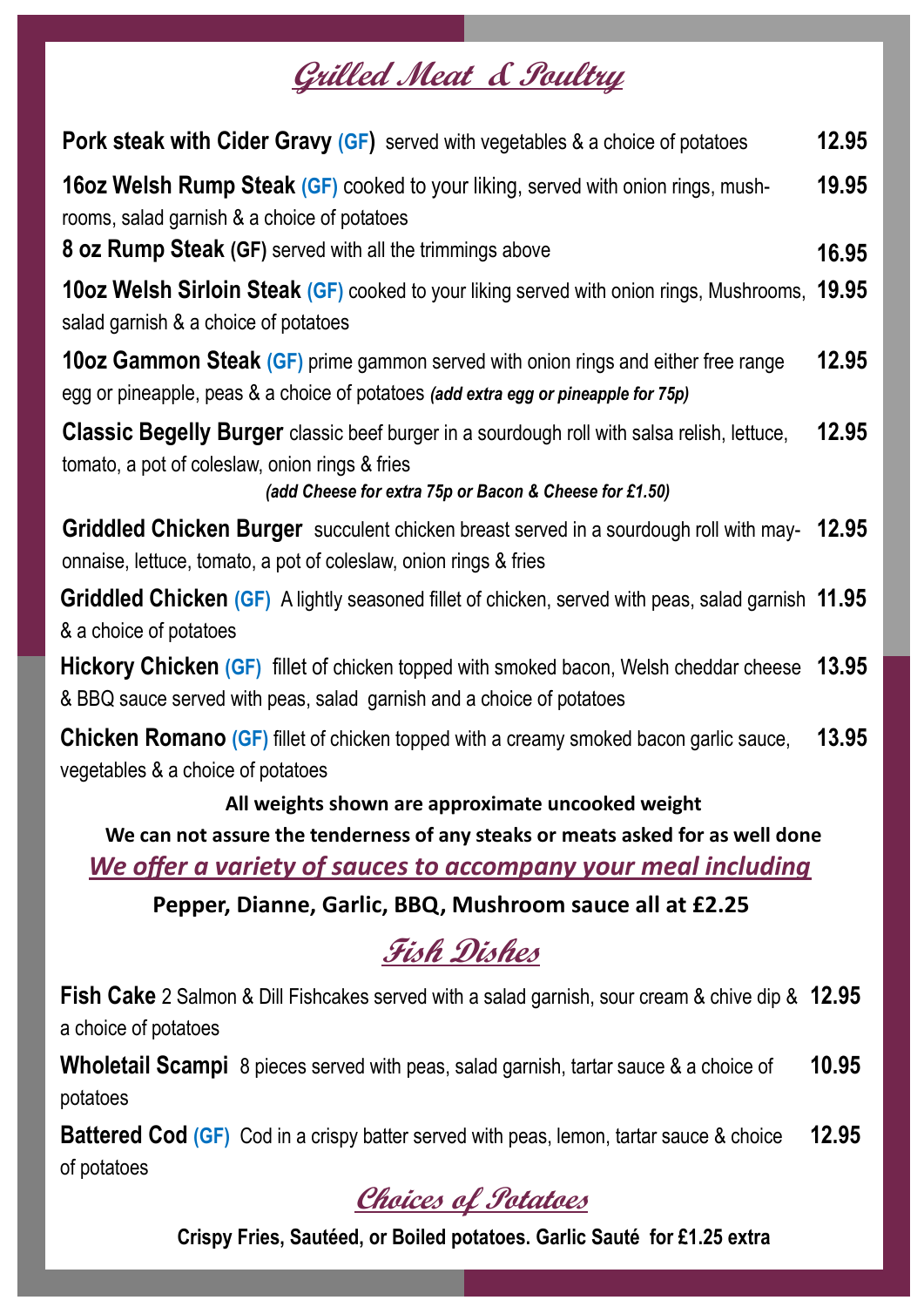## *Grilled Meat & Poultry*

**Pork steak with Cider Gravy (GF)** served with vegetables & a choice of potatoes **12.95**

**16oz Welsh Rump Steak (GF)** cooked to your liking, served with onion rings, mushrooms, salad garnish & a choice of potatoes **19.95**

**8 oz Rump Steak (GF)** served with all the trimmings above **16.95**

**10oz Welsh Sirloin Steak (GF)** cooked to your liking served with onion rings, Mushrooms, salad garnish & a choice of potatoes **19.95**

**10oz Gammon Steak (GF)** prime gammon served with onion rings and either free range egg or pineapple, peas & a choice of potatoes ***(add extra egg or pineapple for 75p)*** **12.95**

**Classic Begelly Burger** classic beef burger in a sourdough roll with salsa relish, lettuce, tomato, a pot of coleslaw, onion rings & fries **12.95**

***(add Cheese for extra 75p or Bacon & Cheese for £1.50)***

**Griddled Chicken Burger** succulent chicken breast served in a sourdough roll with mayonnaise, lettuce, tomato, a pot of coleslaw, onion rings & fries **12.95**

**Griddled Chicken (GF)** A lightly seasoned fillet of chicken, served with peas, salad garnish & a choice of potatoes **11.95**

**Hickory Chicken (GF)** fillet of chicken topped with smoked bacon, Welsh cheddar cheese & BBQ sauce served with peas, salad garnish and a choice of potatoes **13.95**

**Chicken Romano (GF)** fillet of chicken topped with a creamy smoked bacon garlic sauce, vegetables & a choice of potatoes **13.95**

**All weights shown are approximate uncooked weight**

**We can not assure the tenderness of any steaks or meats asked for as well done**

***We offer a variety of sauces to accompany your meal including***

**Pepper, Dianne, Garlic, BBQ, Mushroom sauce all at £2.25**

## *Fish Dishes*

**Fish Cake** 2 Salmon & Dill Fishcakes served with a salad garnish, sour cream & chive dip & a choice of potatoes **12.95**

**Wholetail Scampi** 8 pieces served with peas, salad garnish, tartar sauce & a choice of potatoes **10.95**

**Battered Cod (GF)** Cod in a crispy batter served with peas, lemon, tartar sauce & choice of potatoes **12.95**

## *Choices of Potatoes*

**Crispy Fries, Sautéed, or Boiled potatoes. Garlic Sauté for £1.25 extra**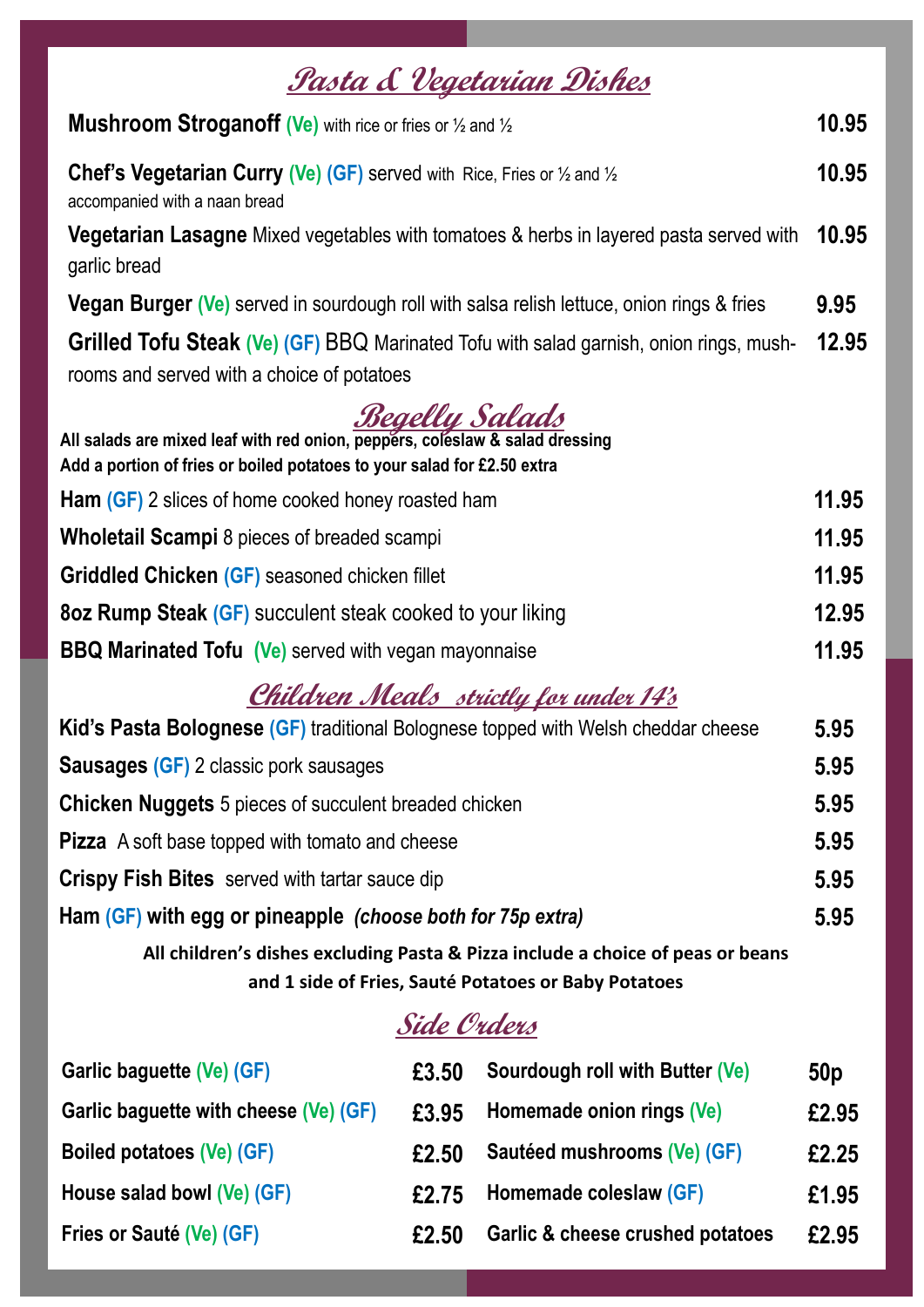## Pasta & Vegetarian Dishes

| | |
|---|---|
| **Mushroom Stroganoff** (Ve) with rice or fries or ½ and ½ | **10.95** |
| **Chef's Vegetarian Curry** (Ve) (GF) served with Rice, Fries or ½ and ½ accompanied with a naan bread | **10.95** |
| **Vegetarian Lasagne** Mixed vegetables with tomatoes & herbs in layered pasta served with garlic bread | **10.95** |
| **Vegan Burger** (Ve) served in sourdough roll with salsa relish lettuce, onion rings & fries | **9.95** |
| **Grilled Tofu Steak** (Ve) (GF) BBQ Marinated Tofu with salad garnish, onion rings, mushrooms and served with a choice of potatoes | **12.95** |

## Begelly Salads

**All salads are mixed leaf with red onion, peppers, coleslaw & salad dressing**
**Add a portion of fries or boiled potatoes to your salad for £2.50 extra**

| | |
|---|---|
| **Ham** (GF) 2 slices of home cooked honey roasted ham | **11.95** |
| **Wholetail Scampi** 8 pieces of breaded scampi | **11.95** |
| **Griddled Chicken** (GF) seasoned chicken fillet | **11.95** |
| **8oz Rump Steak** (GF) succulent steak cooked to your liking | **12.95** |
| **BBQ Marinated Tofu** (Ve) served with vegan mayonnaise | **11.95** |

## Children Meals *strictly for under 14's*

| | |
|---|---|
| **Kid's Pasta Bolognese** (GF) traditional Bolognese topped with Welsh cheddar cheese | **5.95** |
| **Sausages** (GF) 2 classic pork sausages | **5.95** |
| **Chicken Nuggets** 5 pieces of succulent breaded chicken | **5.95** |
| **Pizza** A soft base topped with tomato and cheese | **5.95** |
| **Crispy Fish Bites** served with tartar sauce dip | **5.95** |
| **Ham** (GF) **with egg or pineapple** *(choose both for 75p extra)* | **5.95** |

**All children's dishes excluding Pasta & Pizza include a choice of peas or beans and 1 side of Fries, Sauté Potatoes or Baby Potatoes**

## Side Orders

| | | | |
|---|---|---|---|
| **Garlic baguette** (Ve) (GF) | **£3.50** | **Sourdough roll with Butter** (Ve) | **50p** |
| **Garlic baguette with cheese** (Ve) (GF) | **£3.95** | **Homemade onion rings** (Ve) | **£2.95** |
| **Boiled potatoes** (Ve) (GF) | **£2.50** | **Sautéed mushrooms** (Ve) (GF) | **£2.25** |
| **House salad bowl** (Ve) (GF) | **£2.75** | **Homemade coleslaw** (GF) | **£1.95** |
| **Fries or Sauté** (Ve) (GF) | **£2.50** | **Garlic & cheese crushed potatoes** | **£2.95** |